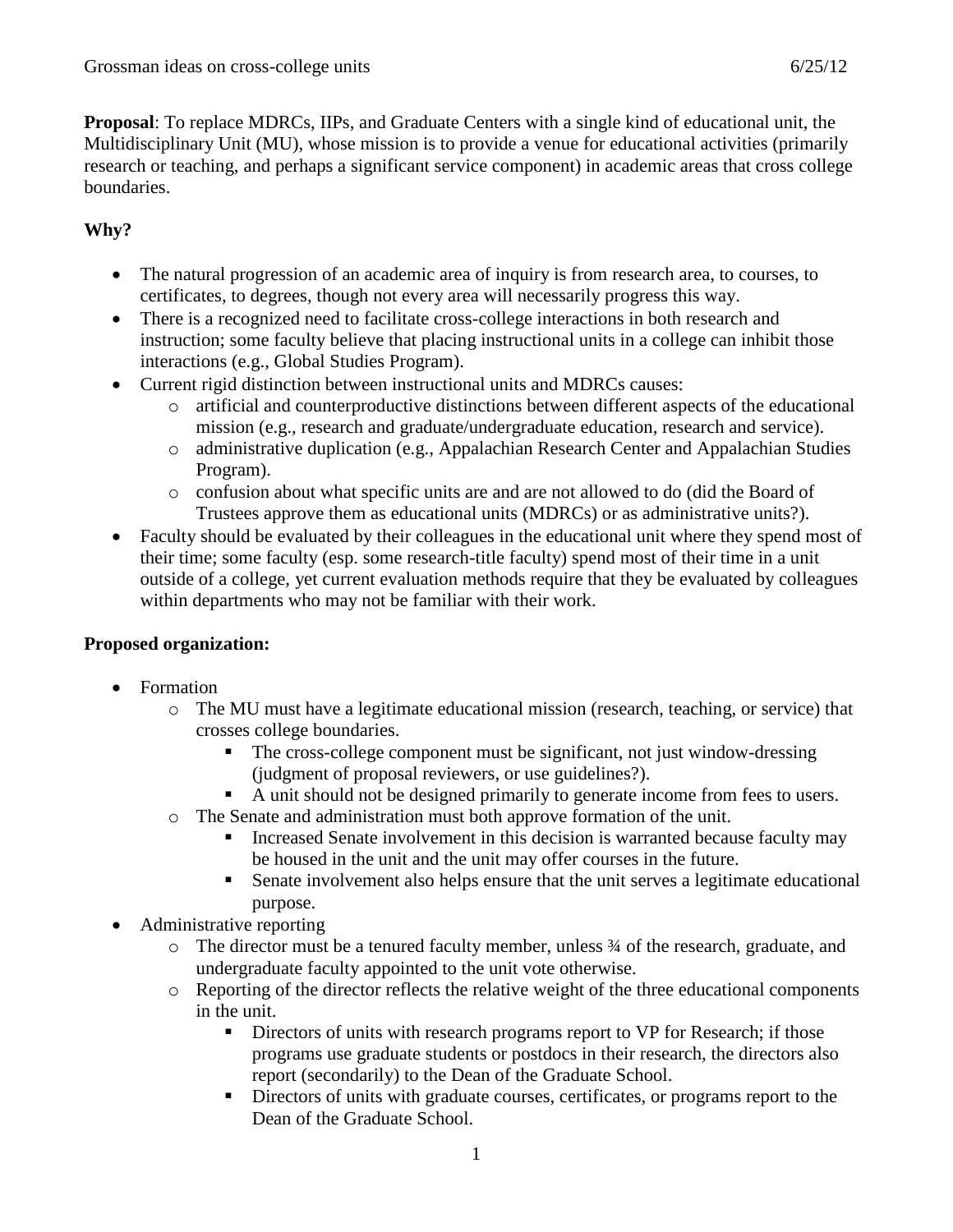Grossman ideas on cross-college units 6/25/12

**Proposal**: To replace MDRCs, IIPs, and Graduate Centers with a single kind of educational unit, the Multidisciplinary Unit (MU), whose mission is to provide a venue for educational activities (primarily research or teaching, and perhaps a significant service component) in academic areas that cross college boundaries.

**Why?**

- The natural progression of an academic area of inquiry is from research area, to courses, to certificates, to degrees, though not every area will necessarily progress this way.
- There is a recognized need to facilitate cross-college interactions in both research and instruction; some faculty believe that placing instructional units in a college can inhibit those interactions (e.g., Global Studies Program).
- Current rigid distinction between instructional units and MDRCs causes:
  - artificial and counterproductive distinctions between different aspects of the educational mission (e.g., research and graduate/undergraduate education, research and service).
  - administrative duplication (e.g., Appalachian Research Center and Appalachian Studies Program).
  - confusion about what specific units are and are not allowed to do (did the Board of Trustees approve them as educational units (MDRCs) or as administrative units?).
- Faculty should be evaluated by their colleagues in the educational unit where they spend most of their time; some faculty (esp. some research-title faculty) spend most of their time in a unit outside of a college, yet current evaluation methods require that they be evaluated by colleagues within departments who may not be familiar with their work.

**Proposed organization:**

- Formation
  - The MU must have a legitimate educational mission (research, teaching, or service) that crosses college boundaries.
    - The cross-college component must be significant, not just window-dressing (judgment of proposal reviewers, or use guidelines?).
    - A unit should not be designed primarily to generate income from fees to users.
  - The Senate and administration must both approve formation of the unit.
    - Increased Senate involvement in this decision is warranted because faculty may be housed in the unit and the unit may offer courses in the future.
    - Senate involvement also helps ensure that the unit serves a legitimate educational purpose.
- Administrative reporting
  - The director must be a tenured faculty member, unless ¾ of the research, graduate, and undergraduate faculty appointed to the unit vote otherwise.
  - Reporting of the director reflects the relative weight of the three educational components in the unit.
    - Directors of units with research programs report to VP for Research; if those programs use graduate students or postdocs in their research, the directors also report (secondarily) to the Dean of the Graduate School.
    - Directors of units with graduate courses, certificates, or programs report to the Dean of the Graduate School.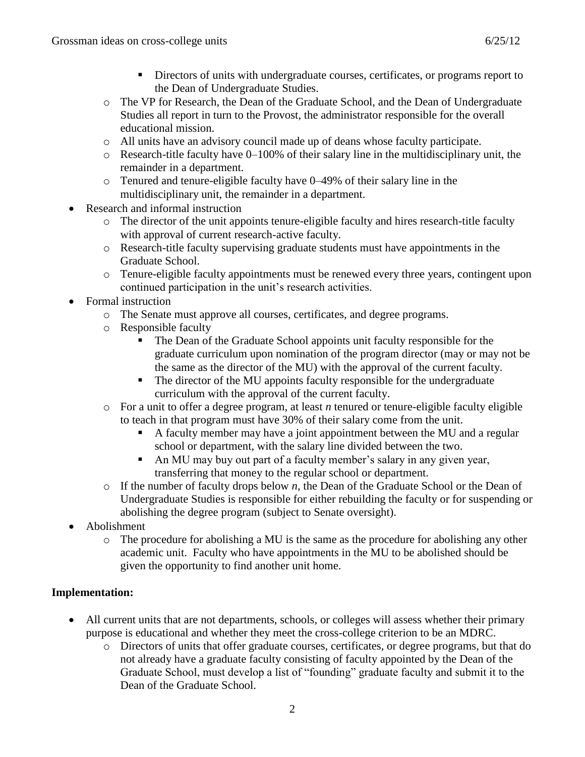- Directors of units with undergraduate courses, certificates, or programs report to the Dean of Undergraduate Studies.
    - The VP for Research, the Dean of the Graduate School, and the Dean of Undergraduate Studies all report in turn to the Provost, the administrator responsible for the overall educational mission.
    - All units have an advisory council made up of deans whose faculty participate.
    - Research-title faculty have 0–100% of their salary line in the multidisciplinary unit, the remainder in a department.
    - Tenured and tenure-eligible faculty have 0–49% of their salary line in the multidisciplinary unit, the remainder in a department.
- Research and informal instruction
    - The director of the unit appoints tenure-eligible faculty and hires research-title faculty with approval of current research-active faculty.
    - Research-title faculty supervising graduate students must have appointments in the Graduate School.
    - Tenure-eligible faculty appointments must be renewed every three years, contingent upon continued participation in the unit's research activities.
- Formal instruction
    - The Senate must approve all courses, certificates, and degree programs.
    - Responsible faculty
        - The Dean of the Graduate School appoints unit faculty responsible for the graduate curriculum upon nomination of the program director (may or may not be the same as the director of the MU) with the approval of the current faculty.
        - The director of the MU appoints faculty responsible for the undergraduate curriculum with the approval of the current faculty.
    - For a unit to offer a degree program, at least $n$ tenured or tenure-eligible faculty eligible to teach in that program must have 30% of their salary come from the unit.
        - A faculty member may have a joint appointment between the MU and a regular school or department, with the salary line divided between the two.
        - An MU may buy out part of a faculty member's salary in any given year, transferring that money to the regular school or department.
    - If the number of faculty drops below $n$, the Dean of the Graduate School or the Dean of Undergraduate Studies is responsible for either rebuilding the faculty or for suspending or abolishing the degree program (subject to Senate oversight).
- Abolishment
    - The procedure for abolishing a MU is the same as the procedure for abolishing any other academic unit. Faculty who have appointments in the MU to be abolished should be given the opportunity to find another unit home.

**Implementation:**

- All current units that are not departments, schools, or colleges will assess whether their primary purpose is educational and whether they meet the cross-college criterion to be an MDRC.
    - Directors of units that offer graduate courses, certificates, or degree programs, but that do not already have a graduate faculty consisting of faculty appointed by the Dean of the Graduate School, must develop a list of "founding" graduate faculty and submit it to the Dean of the Graduate School.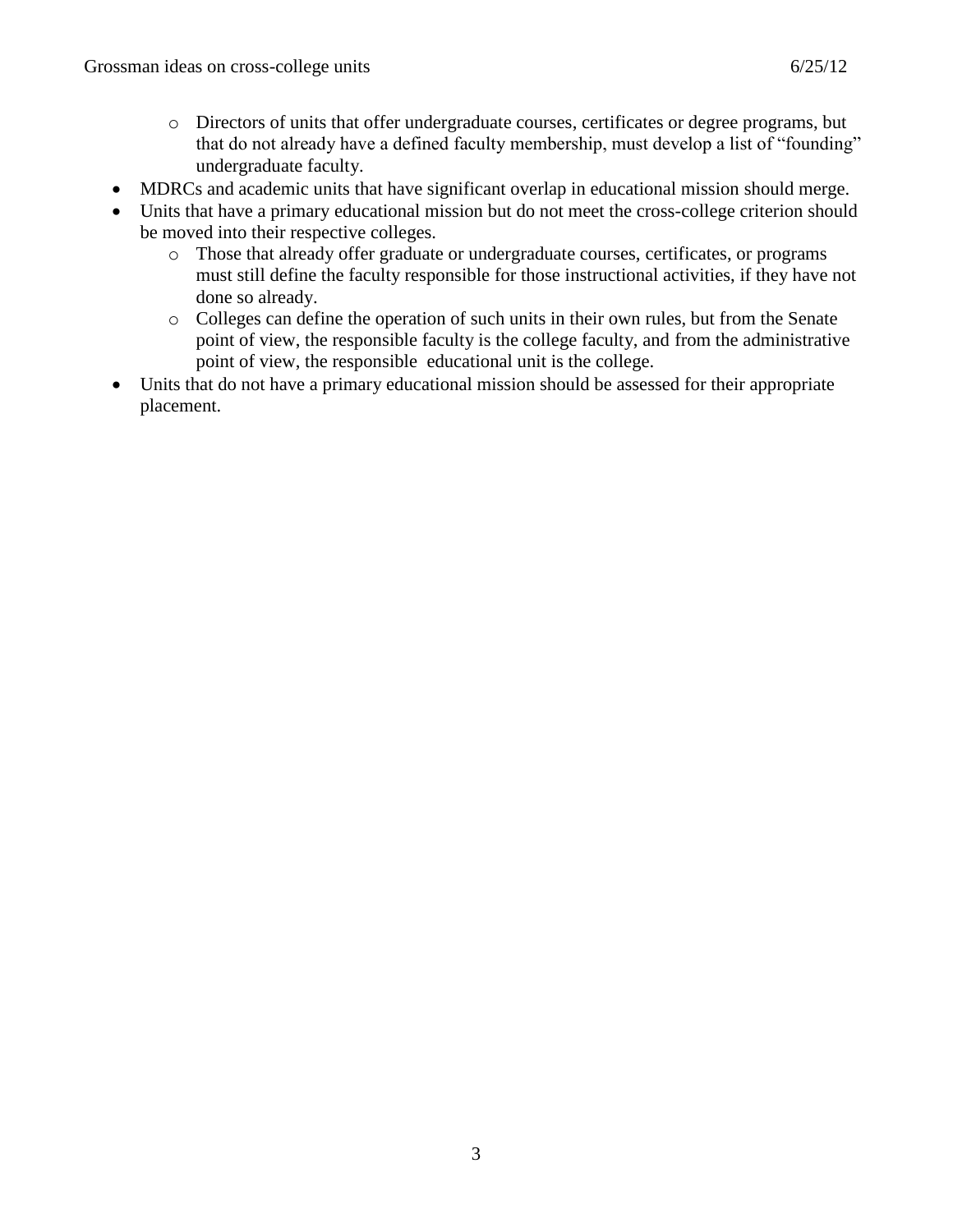- Directors of units that offer undergraduate courses, certificates or degree programs, but that do not already have a defined faculty membership, must develop a list of "founding" undergraduate faculty.
- MDRCs and academic units that have significant overlap in educational mission should merge.
- Units that have a primary educational mission but do not meet the cross-college criterion should be moved into their respective colleges.
  - Those that already offer graduate or undergraduate courses, certificates, or programs must still define the faculty responsible for those instructional activities, if they have not done so already.
  - Colleges can define the operation of such units in their own rules, but from the Senate point of view, the responsible faculty is the college faculty, and from the administrative point of view, the responsible educational unit is the college.
- Units that do not have a primary educational mission should be assessed for their appropriate placement.